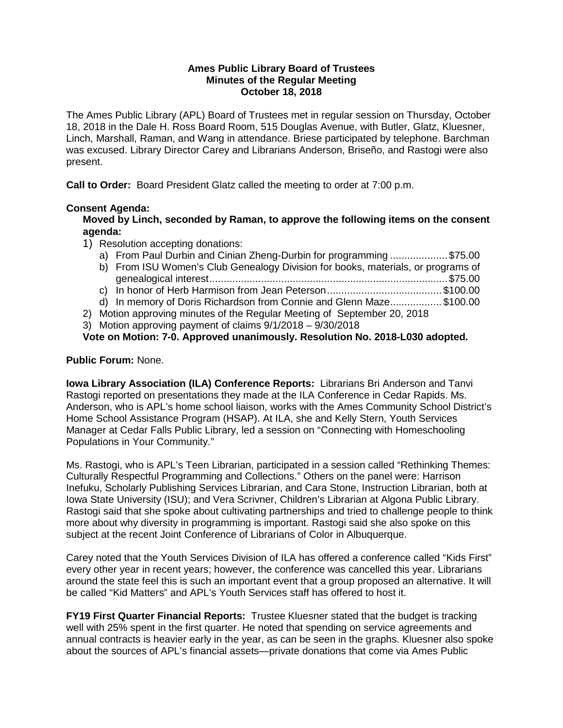**Ames Public Library Board of Trustees**
**Minutes of the Regular Meeting**
**October 18, 2018**

The Ames Public Library (APL) Board of Trustees met in regular session on Thursday, October 18, 2018 in the Dale H. Ross Board Room, 515 Douglas Avenue, with Butler, Glatz, Kluesner, Linch, Marshall, Raman, and Wang in attendance. Briese participated by telephone. Barchman was excused. Library Director Carey and Librarians Anderson, Briseño, and Rastogi were also present.

**Call to Order:** Board President Glatz called the meeting to order at 7:00 p.m.

**Consent Agenda:**

**Moved by Linch, seconded by Raman, to approve the following items on the consent agenda:**

1) Resolution accepting donations:
   a) From Paul Durbin and Cinian Zheng-Durbin for programming .................... $75.00
   b) From ISU Women's Club Genealogy Division for books, materials, or programs of genealogical interest .................................................................................. $75.00
   c) In honor of Herb Harmison from Jean Peterson ........................................ $100.00
   d) In memory of Doris Richardson from Connie and Glenn Maze .................. $100.00
2) Motion approving minutes of the Regular Meeting of September 20, 2018
3) Motion approving payment of claims 9/1/2018 – 9/30/2018

**Vote on Motion: 7-0. Approved unanimously. Resolution No. 2018-L030 adopted.**

**Public Forum:** None.

**Iowa Library Association (ILA) Conference Reports:** Librarians Bri Anderson and Tanvi Rastogi reported on presentations they made at the ILA Conference in Cedar Rapids. Ms. Anderson, who is APL's home school liaison, works with the Ames Community School District's Home School Assistance Program (HSAP). At ILA, she and Kelly Stern, Youth Services Manager at Cedar Falls Public Library, led a session on "Connecting with Homeschooling Populations in Your Community."

Ms. Rastogi, who is APL's Teen Librarian, participated in a session called "Rethinking Themes: Culturally Respectful Programming and Collections." Others on the panel were: Harrison Inefuku, Scholarly Publishing Services Librarian, and Cara Stone, Instruction Librarian, both at Iowa State University (ISU); and Vera Scrivner, Children's Librarian at Algona Public Library. Rastogi said that she spoke about cultivating partnerships and tried to challenge people to think more about why diversity in programming is important. Rastogi said she also spoke on this subject at the recent Joint Conference of Librarians of Color in Albuquerque.

Carey noted that the Youth Services Division of ILA has offered a conference called "Kids First" every other year in recent years; however, the conference was cancelled this year. Librarians around the state feel this is such an important event that a group proposed an alternative. It will be called "Kid Matters" and APL's Youth Services staff has offered to host it.

**FY19 First Quarter Financial Reports:** Trustee Kluesner stated that the budget is tracking well with 25% spent in the first quarter. He noted that spending on service agreements and annual contracts is heavier early in the year, as can be seen in the graphs. Kluesner also spoke about the sources of APL's financial assets—private donations that come via Ames Public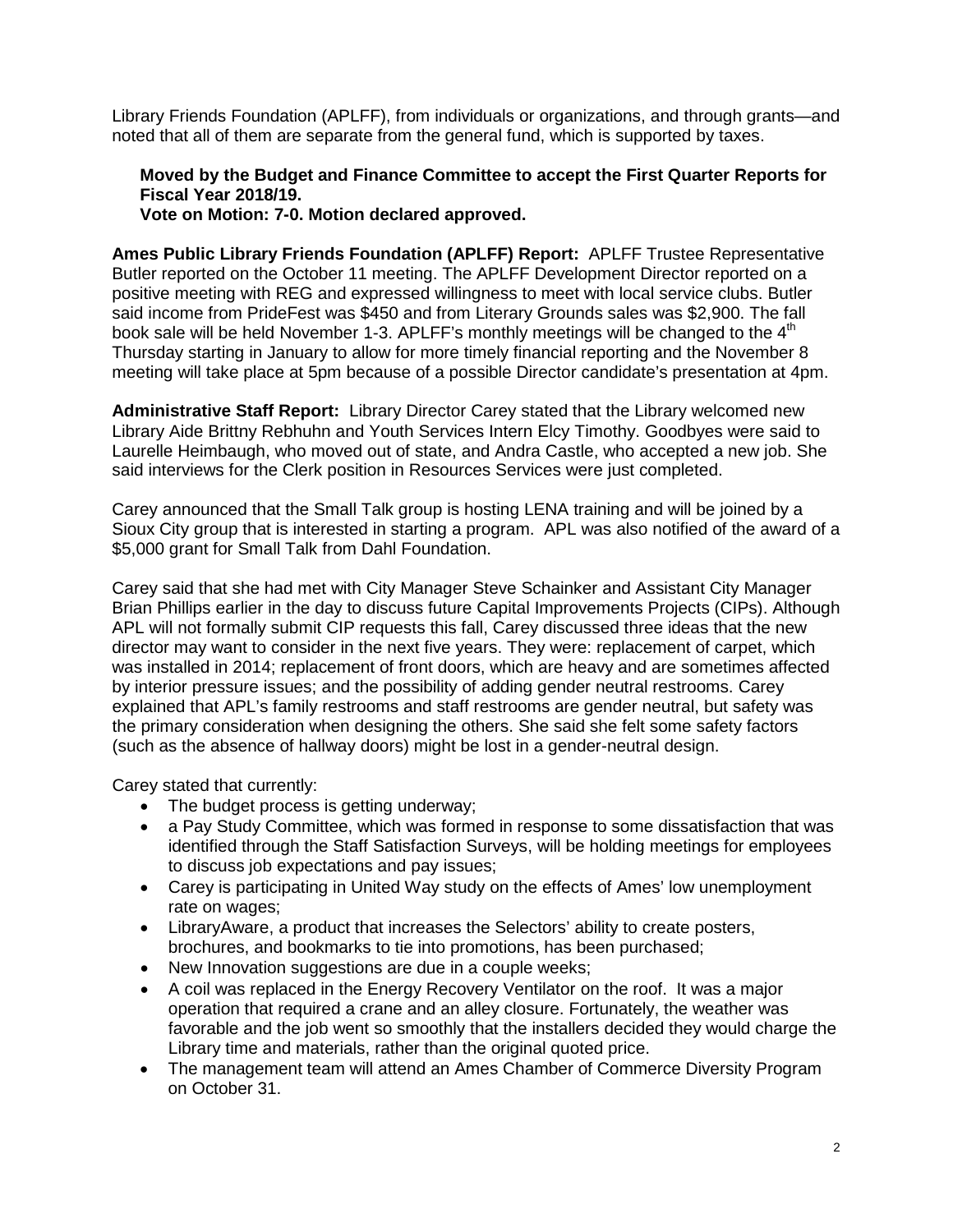Library Friends Foundation (APLFF), from individuals or organizations, and through grants—and noted that all of them are separate from the general fund, which is supported by taxes.

> **Moved by the Budget and Finance Committee to accept the First Quarter Reports for Fiscal Year 2018/19.**
> **Vote on Motion: 7-0. Motion declared approved.**

**Ames Public Library Friends Foundation (APLFF) Report:** APLFF Trustee Representative Butler reported on the October 11 meeting. The APLFF Development Director reported on a positive meeting with REG and expressed willingness to meet with local service clubs. Butler said income from PrideFest was $450 and from Literary Grounds sales was $2,900. The fall book sale will be held November 1-3. APLFF's monthly meetings will be changed to the 4th Thursday starting in January to allow for more timely financial reporting and the November 8 meeting will take place at 5pm because of a possible Director candidate's presentation at 4pm.

**Administrative Staff Report:** Library Director Carey stated that the Library welcomed new Library Aide Brittny Rebhuhn and Youth Services Intern Elcy Timothy. Goodbyes were said to Laurelle Heimbaugh, who moved out of state, and Andra Castle, who accepted a new job. She said interviews for the Clerk position in Resources Services were just completed.

Carey announced that the Small Talk group is hosting LENA training and will be joined by a Sioux City group that is interested in starting a program. APL was also notified of the award of a $5,000 grant for Small Talk from Dahl Foundation.

Carey said that she had met with City Manager Steve Schainker and Assistant City Manager Brian Phillips earlier in the day to discuss future Capital Improvements Projects (CIPs). Although APL will not formally submit CIP requests this fall, Carey discussed three ideas that the new director may want to consider in the next five years. They were: replacement of carpet, which was installed in 2014; replacement of front doors, which are heavy and are sometimes affected by interior pressure issues; and the possibility of adding gender neutral restrooms. Carey explained that APL's family restrooms and staff restrooms are gender neutral, but safety was the primary consideration when designing the others. She said she felt some safety factors (such as the absence of hallway doors) might be lost in a gender-neutral design.

Carey stated that currently:

- The budget process is getting underway;
- a Pay Study Committee, which was formed in response to some dissatisfaction that was identified through the Staff Satisfaction Surveys, will be holding meetings for employees to discuss job expectations and pay issues;
- Carey is participating in United Way study on the effects of Ames' low unemployment rate on wages;
- LibraryAware, a product that increases the Selectors' ability to create posters, brochures, and bookmarks to tie into promotions, has been purchased;
- New Innovation suggestions are due in a couple weeks;
- A coil was replaced in the Energy Recovery Ventilator on the roof. It was a major operation that required a crane and an alley closure. Fortunately, the weather was favorable and the job went so smoothly that the installers decided they would charge the Library time and materials, rather than the original quoted price.
- The management team will attend an Ames Chamber of Commerce Diversity Program on October 31.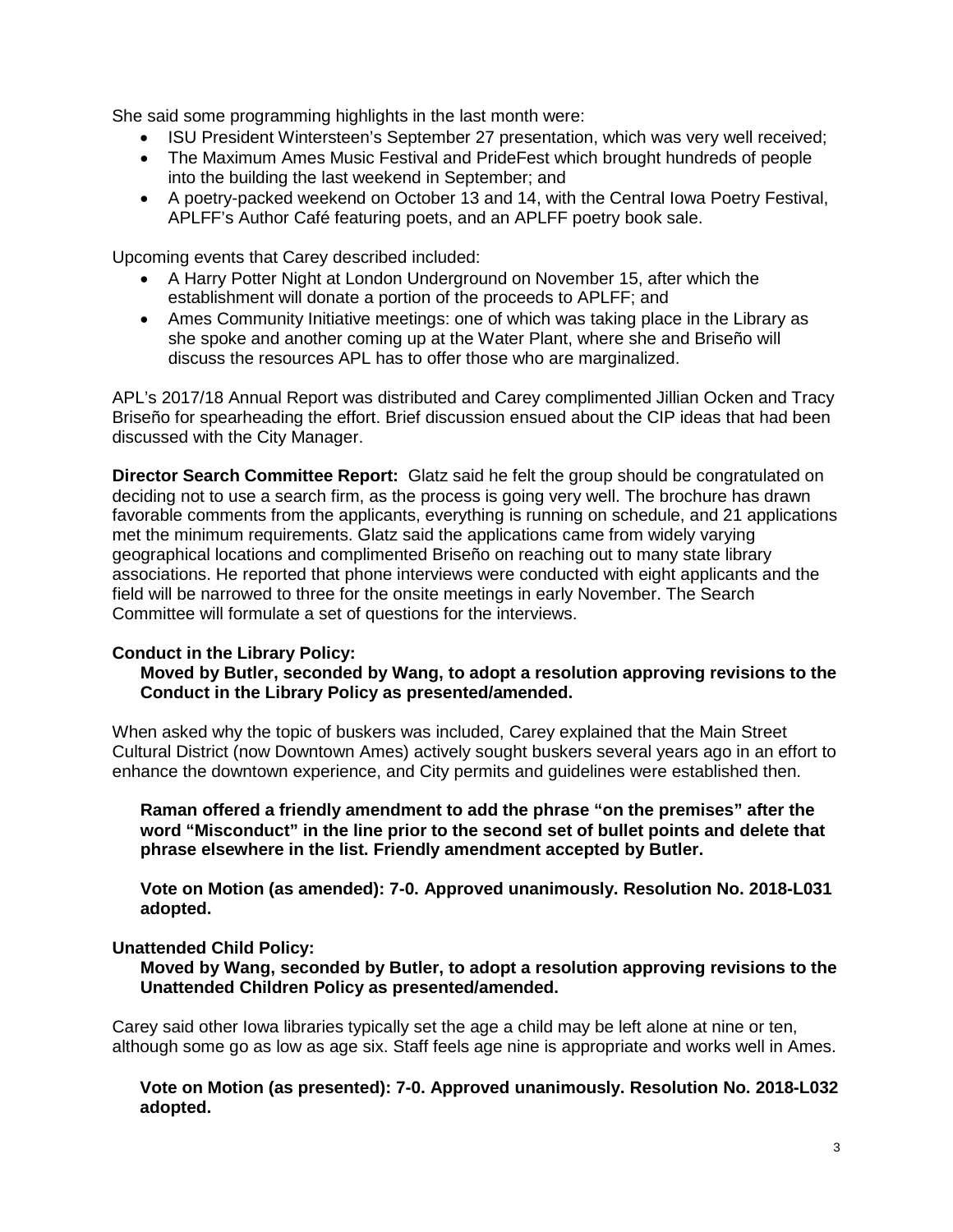She said some programming highlights in the last month were:

- ISU President Wintersteen's September 27 presentation, which was very well received;
- The Maximum Ames Music Festival and PrideFest which brought hundreds of people into the building the last weekend in September; and
- A poetry-packed weekend on October 13 and 14, with the Central Iowa Poetry Festival, APLFF's Author Café featuring poets, and an APLFF poetry book sale.

Upcoming events that Carey described included:

- A Harry Potter Night at London Underground on November 15, after which the establishment will donate a portion of the proceeds to APLFF; and
- Ames Community Initiative meetings: one of which was taking place in the Library as she spoke and another coming up at the Water Plant, where she and Briseño will discuss the resources APL has to offer those who are marginalized.

APL's 2017/18 Annual Report was distributed and Carey complimented Jillian Ocken and Tracy Briseño for spearheading the effort. Brief discussion ensued about the CIP ideas that had been discussed with the City Manager.

**Director Search Committee Report:** Glatz said he felt the group should be congratulated on deciding not to use a search firm, as the process is going very well. The brochure has drawn favorable comments from the applicants, everything is running on schedule, and 21 applications met the minimum requirements. Glatz said the applications came from widely varying geographical locations and complimented Briseño on reaching out to many state library associations. He reported that phone interviews were conducted with eight applicants and the field will be narrowed to three for the onsite meetings in early November. The Search Committee will formulate a set of questions for the interviews.

**Conduct in the Library Policy:**

**Moved by Butler, seconded by Wang, to adopt a resolution approving revisions to the Conduct in the Library Policy as presented/amended.**

When asked why the topic of buskers was included, Carey explained that the Main Street Cultural District (now Downtown Ames) actively sought buskers several years ago in an effort to enhance the downtown experience, and City permits and guidelines were established then.

**Raman offered a friendly amendment to add the phrase "on the premises" after the word "Misconduct" in the line prior to the second set of bullet points and delete that phrase elsewhere in the list. Friendly amendment accepted by Butler.**

**Vote on Motion (as amended): 7-0. Approved unanimously. Resolution No. 2018-L031 adopted.**

**Unattended Child Policy:**

**Moved by Wang, seconded by Butler, to adopt a resolution approving revisions to the Unattended Children Policy as presented/amended.**

Carey said other Iowa libraries typically set the age a child may be left alone at nine or ten, although some go as low as age six. Staff feels age nine is appropriate and works well in Ames.

**Vote on Motion (as presented): 7-0. Approved unanimously. Resolution No. 2018-L032 adopted.**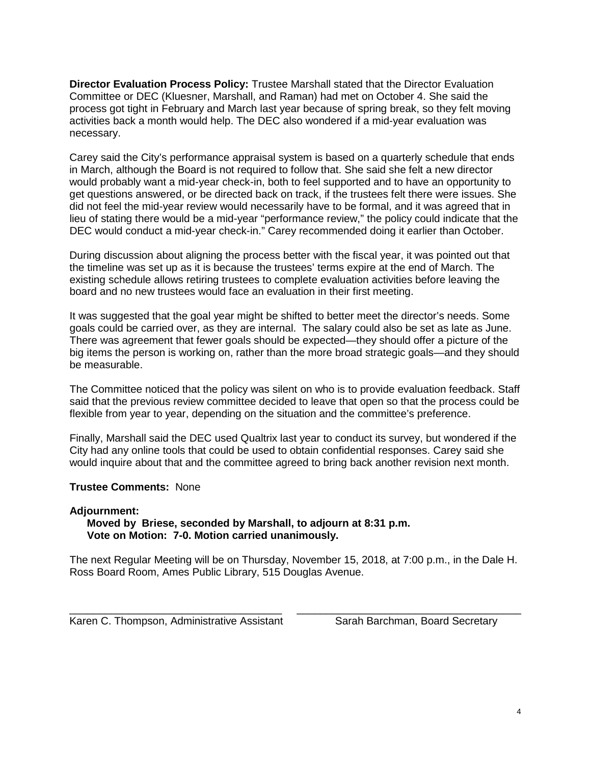**Director Evaluation Process Policy:** Trustee Marshall stated that the Director Evaluation Committee or DEC (Kluesner, Marshall, and Raman) had met on October 4. She said the process got tight in February and March last year because of spring break, so they felt moving activities back a month would help. The DEC also wondered if a mid-year evaluation was necessary.

Carey said the City's performance appraisal system is based on a quarterly schedule that ends in March, although the Board is not required to follow that. She said she felt a new director would probably want a mid-year check-in, both to feel supported and to have an opportunity to get questions answered, or be directed back on track, if the trustees felt there were issues. She did not feel the mid-year review would necessarily have to be formal, and it was agreed that in lieu of stating there would be a mid-year "performance review," the policy could indicate that the DEC would conduct a mid-year check-in." Carey recommended doing it earlier than October.

During discussion about aligning the process better with the fiscal year, it was pointed out that the timeline was set up as it is because the trustees' terms expire at the end of March. The existing schedule allows retiring trustees to complete evaluation activities before leaving the board and no new trustees would face an evaluation in their first meeting.

It was suggested that the goal year might be shifted to better meet the director's needs. Some goals could be carried over, as they are internal. The salary could also be set as late as June. There was agreement that fewer goals should be expected—they should offer a picture of the big items the person is working on, rather than the more broad strategic goals—and they should be measurable.

The Committee noticed that the policy was silent on who is to provide evaluation feedback. Staff said that the previous review committee decided to leave that open so that the process could be flexible from year to year, depending on the situation and the committee's preference.

Finally, Marshall said the DEC used Qualtrix last year to conduct its survey, but wondered if the City had any online tools that could be used to obtain confidential responses. Carey said she would inquire about that and the committee agreed to bring back another revision next month.

**Trustee Comments:** None

**Adjournment:**

**Moved by Briese, seconded by Marshall, to adjourn at 8:31 p.m.**
**Vote on Motion: 7-0. Motion carried unanimously.**

The next Regular Meeting will be on Thursday, November 15, 2018, at 7:00 p.m., in the Dale H. Ross Board Room, Ames Public Library, 515 Douglas Avenue.

\_\_\_\_\_\_\_\_\_\_\_\_\_\_\_\_\_\_\_\_\_\_\_\_\_\_\_\_\_\_\_\_\_\_\_\_
Karen C. Thompson, Administrative Assistant

\_\_\_\_\_\_\_\_\_\_\_\_\_\_\_\_\_\_\_\_\_\_\_\_\_\_\_\_\_\_\_\_\_\_\_\_
Sarah Barchman, Board Secretary